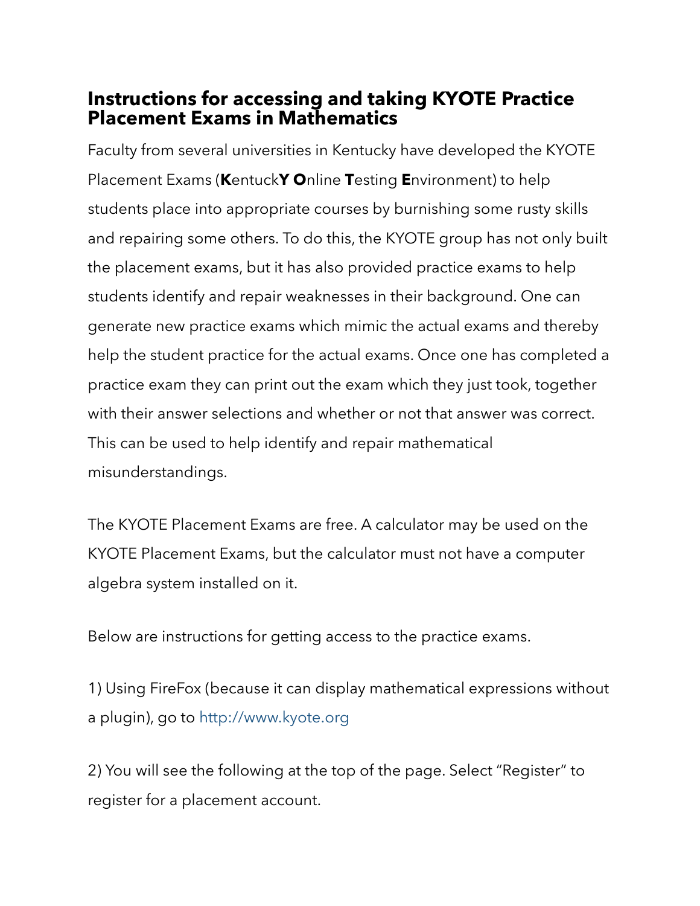# Instructions for accessing and taking KYOTE Practice Placement Exams in Mathematics

Faculty from several universities in Kentucky have developed the KYOTE Placement Exams (**K**entuck**Y** **O**nline **T**esting **E**nvironment) to help students place into appropriate courses by burnishing some rusty skills and repairing some others. To do this, the KYOTE group has not only built the placement exams, but it has also provided practice exams to help students identify and repair weaknesses in their background. One can generate new practice exams which mimic the actual exams and thereby help the student practice for the actual exams. Once one has completed a practice exam they can print out the exam which they just took, together with their answer selections and whether or not that answer was correct. This can be used to help identify and repair mathematical misunderstandings.

The KYOTE Placement Exams are free. A calculator may be used on the KYOTE Placement Exams, but the calculator must not have a computer algebra system installed on it.

Below are instructions for getting access to the practice exams.

1) Using FireFox (because it can display mathematical expressions without a plugin), go to http://www.kyote.org

2) You will see the following at the top of the page. Select “Register” to register for a placement account.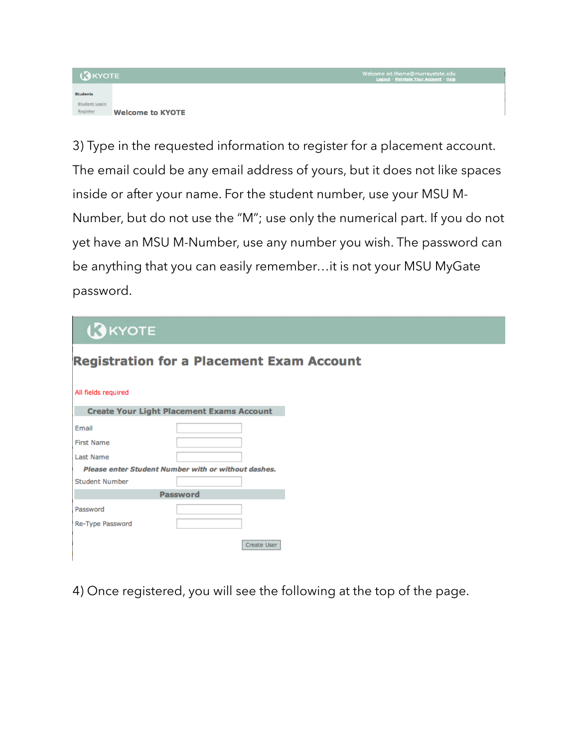KYOTE

Welcome ed.thome@murraystate.edu
Logout - Maintain Your Account - Help

Students

Student Login
Register

Welcome to KYOTE

3) Type in the requested information to register for a placement account. The email could be any email address of yours, but it does not like spaces inside or after your name. For the student number, use your MSU M-Number, but do not use the "M"; use only the numerical part. If you do not yet have an MSU M-Number, use any number you wish. The password can be anything that you can easily remember…it is not your MSU MyGate password.

KYOTE

## Registration for a Placement Exam Account

All fields required

**Create Your Light Placement Exams Account**

Email

First Name

Last Name

*Please enter Student Number with or without dashes.*

Student Number

**Password**

Password

Re-Type Password

Create User

4) Once registered, you will see the following at the top of the page.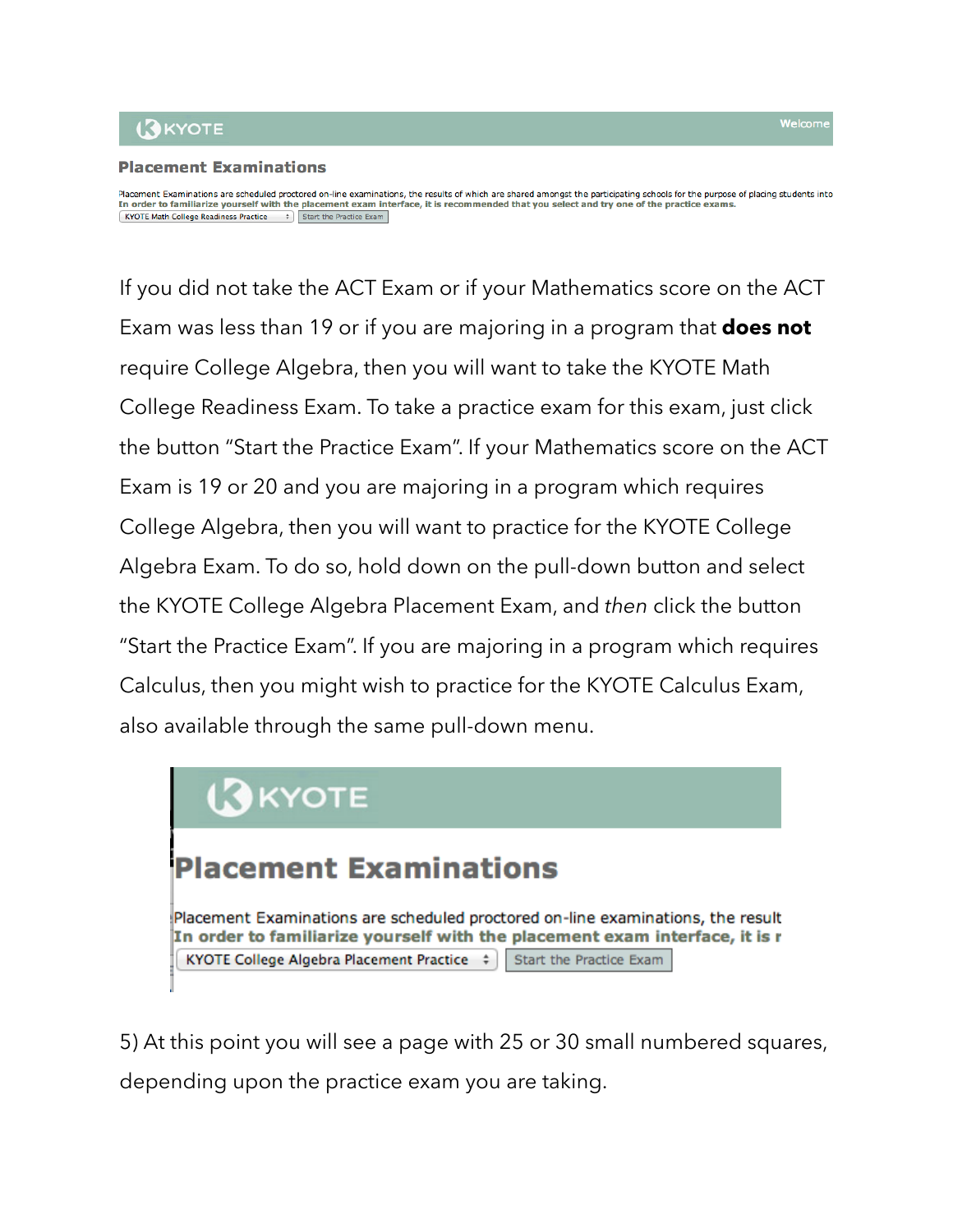If you did not take the ACT Exam or if your Mathematics score on the ACT Exam was less than 19 or if you are majoring in a program that **does not** require College Algebra, then you will want to take the KYOTE Math College Readiness Exam. To take a practice exam for this exam, just click the button "Start the Practice Exam". If your Mathematics score on the ACT Exam is 19 or 20 and you are majoring in a program which requires College Algebra, then you will want to practice for the KYOTE College Algebra Exam. To do so, hold down on the pull-down button and select the KYOTE College Algebra Placement Exam, and *then* click the button "Start the Practice Exam". If you are majoring in a program which requires Calculus, then you might wish to practice for the KYOTE Calculus Exam, also available through the same pull-down menu.

5) At this point you will see a page with 25 or 30 small numbered squares, depending upon the practice exam you are taking.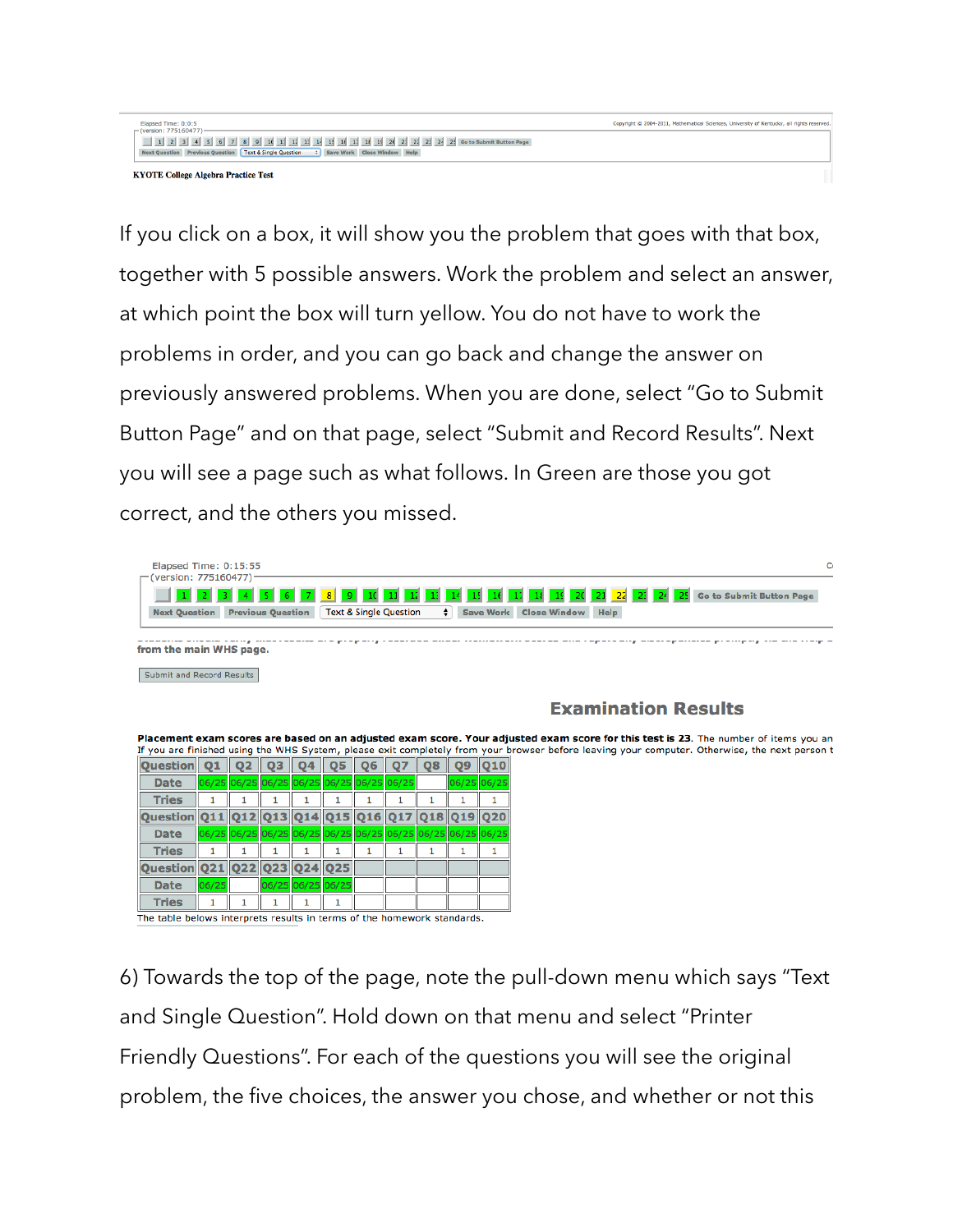Elapsed Time: 0:0:5
(version: 775160477)

1 2 3 4 5 6 7 8 9 10 11 12 13 14 15 16 17 18 19 20 21 22 23 24 25 Go to Submit Button Page

Next Question | Previous Question | Text & Single Question | Save Work | Close Window | Help

Copyright © 2004-2011, Mathematical Sciences, University of Kentucky, all rights reserved.

**KYOTE College Algebra Practice Test**

If you click on a box, it will show you the problem that goes with that box, together with 5 possible answers. Work the problem and select an answer, at which point the box will turn yellow. You do not have to work the problems in order, and you can go back and change the answer on previously answered problems. When you are done, select "Go to Submit Button Page" and on that page, select "Submit and Record Results". Next you will see a page such as what follows. In Green are those you got correct, and the others you missed.

Elapsed Time: 0:15:55
(version: 775160477)

1 2 3 4 5 6 7 8 9 10 11 12 13 14 15 16 17 18 19 20 21 22 23 24 25 Go to Submit Button Page

Next Question | Previous Question | Text & Single Question | Save Work | Close Window | Help

from the main WHS page.

Submit and Record Results

## Examination Results

**Placement exam scores are based on an adjusted exam score. Your adjusted exam score for this test is 23.** The number of items you an
If you are finished using the WHS System, please exit completely from your browser before leaving your computer. Otherwise, the next person t

| Question | Q1 | Q2 | Q3 | Q4 | Q5 | Q6 | Q7 | Q8 | Q9 | Q10 |
|---|---|---|---|---|---|---|---|---|---|---|
| Date | 06/25 | 06/25 | 06/25 | 06/25 | 06/25 | 06/25 | 05/25 | | 06/25 | 06/25 |
| Tries | 1 | 1 | 1 | 1 | 1 | 1 | 1 | 1 | 1 | 1 |
| Question | Q11 | Q12 | Q13 | Q14 | Q15 | Q16 | Q17 | Q18 | Q19 | Q20 |
| Date | 06/25 | 06/25 | 06/25 | 06/25 | 06/25 | 06/25 | 06/25 | 06/25 | 06/25 | 06/25 |
| Tries | 1 | 1 | 1 | 1 | 1 | 1 | 1 | 1 | 1 | 1 |
| Question | Q21 | Q22 | Q23 | Q24 | Q25 | | | | | |
| Date | 06/25 | | 06/25 | 06/25 | 06/25 | | | | | |
| Tries | 1 | 1 | 1 | 1 | 1 | | | | | |

The table belows interprets results in terms of the homework standards.

6) Towards the top of the page, note the pull-down menu which says "Text and Single Question". Hold down on that menu and select "Printer Friendly Questions". For each of the questions you will see the original problem, the five choices, the answer you chose, and whether or not this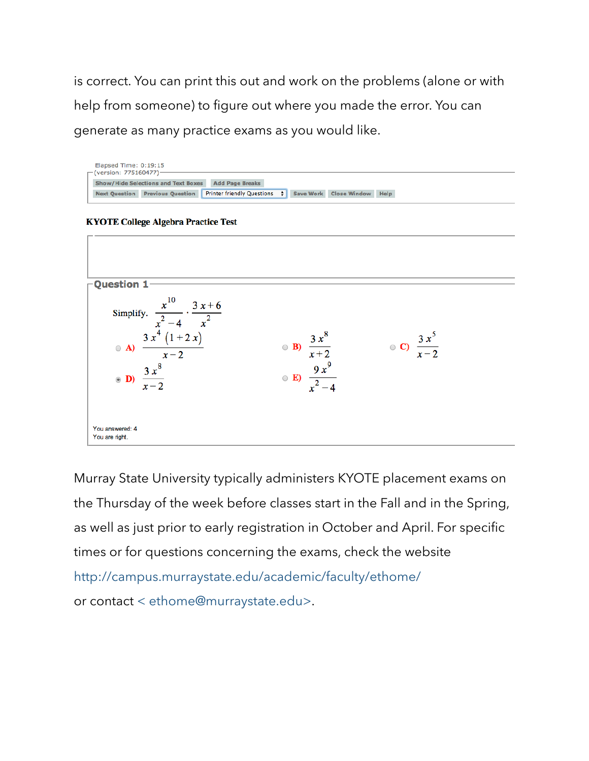is correct. You can print this out and work on the problems (alone or with help from someone) to figure out where you made the error. You can generate as many practice exams as you would like.

Elapsed Time: 0:19:15
(version: 775160477)

Show/Hide Selections and Text Boxes | Add Page Breaks
Next Question | Previous Question | Printer friendly Questions | Save Work | Close Window | Help

**KYOTE College Algebra Practice Test**

**Question 1**

Simplify. $\dfrac{x^{10}}{x^2-4}\cdot\dfrac{3x+6}{x^2}$

A) $\dfrac{3x^4(1+2x)}{x-2}$

B) $\dfrac{3x^8}{x+2}$

C) $\dfrac{3x^5}{x-2}$

D) $\dfrac{3x^8}{x-2}$

E) $\dfrac{9x^9}{x^2-4}$

You answered: 4
You are right.

Murray State University typically administers KYOTE placement exams on the Thursday of the week before classes start in the Fall and in the Spring, as well as just prior to early registration in October and April. For specific times or for questions concerning the exams, check the website http://campus.murraystate.edu/academic/faculty/ethome/ or contact < ethome@murraystate.edu>.